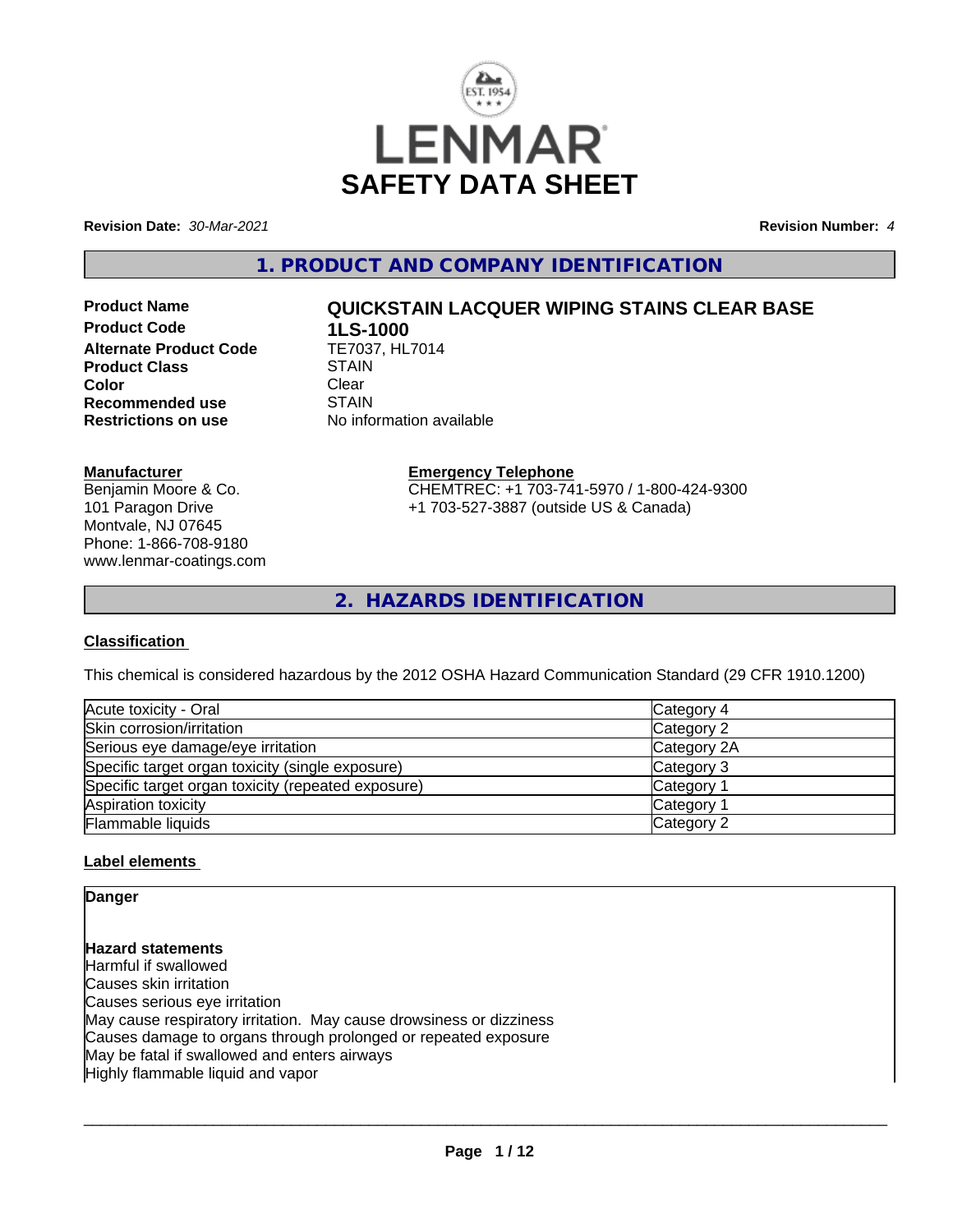# SAFETY DATA SHEET

**Revision Date:** *30-Mar-2021* **Revision Number:** *4*

## 1. PRODUCT AND COMPANY IDENTIFICATION

| | |
|---|---|
| **Product Name** | **QUICKSTAIN LACQUER WIPING STAINS CLEAR BASE** |
| **Product Code** | **1LS-1000** |
| **Alternate Product Code** | TE7037, HL7014 |
| **Product Class** | STAIN |
| **Color** | Clear |
| **Recommended use** | STAIN |
| **Restrictions on use** | No information available |

**Manufacturer**
Benjamin Moore & Co.
101 Paragon Drive
Montvale, NJ 07645
Phone: 1-866-708-9180
www.lenmar-coatings.com

**Emergency Telephone**
CHEMTREC: +1 703-741-5970 / 1-800-424-9300
+1 703-527-3887 (outside US & Canada)

## 2. HAZARDS IDENTIFICATION

### Classification

This chemical is considered hazardous by the 2012 OSHA Hazard Communication Standard (29 CFR 1910.1200)

| | |
|---|---|
| Acute toxicity - Oral | Category 4 |
| Skin corrosion/irritation | Category 2 |
| Serious eye damage/eye irritation | Category 2A |
| Specific target organ toxicity (single exposure) | Category 3 |
| Specific target organ toxicity (repeated exposure) | Category 1 |
| Aspiration toxicity | Category 1 |
| Flammable liquids | Category 2 |

### Label elements

**Danger**

**Hazard statements**
Harmful if swallowed
Causes skin irritation
Causes serious eye irritation
May cause respiratory irritation. May cause drowsiness or dizziness
Causes damage to organs through prolonged or repeated exposure
May be fatal if swallowed and enters airways
Highly flammable liquid and vapor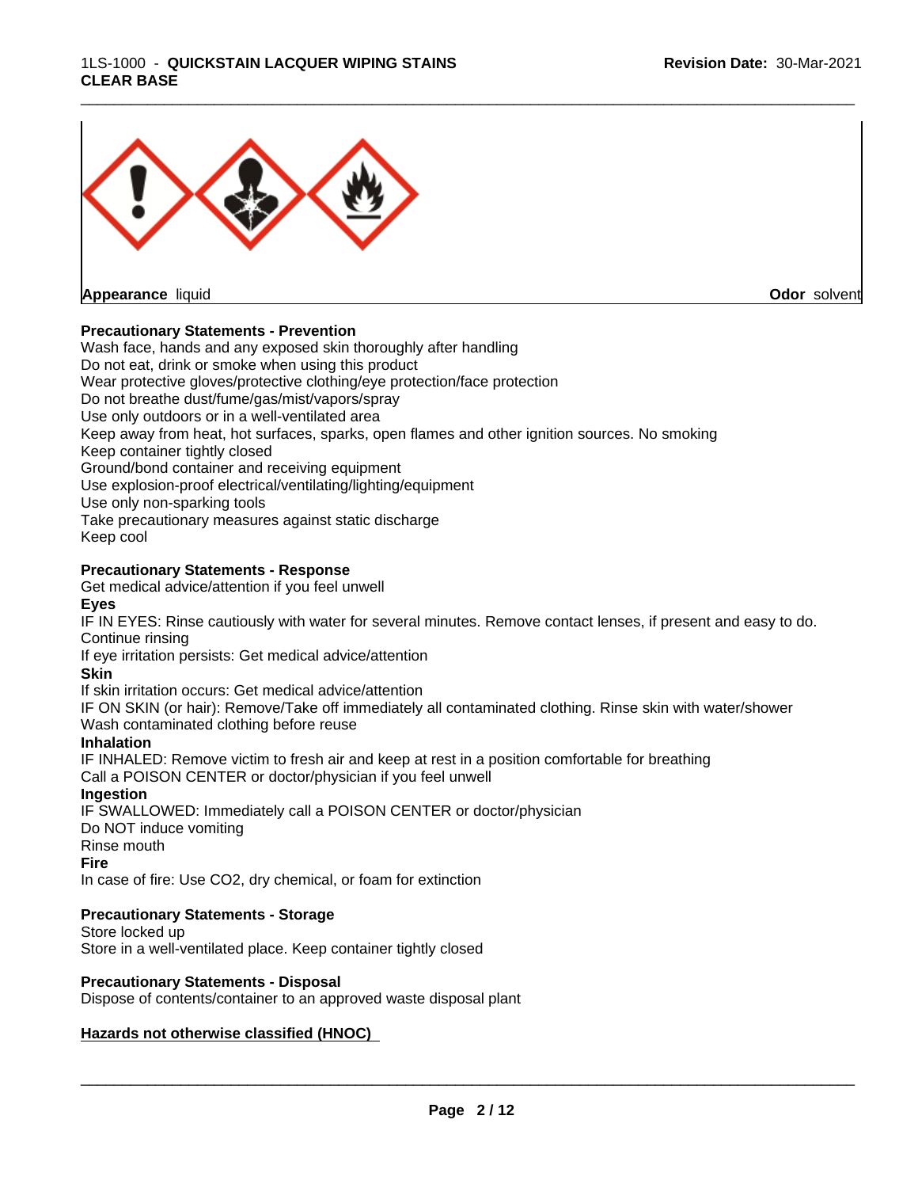**Appearance** liquid **Odor** solvent

**Precautionary Statements - Prevention**

Wash face, hands and any exposed skin thoroughly after handling
Do not eat, drink or smoke when using this product
Wear protective gloves/protective clothing/eye protection/face protection
Do not breathe dust/fume/gas/mist/vapors/spray
Use only outdoors or in a well-ventilated area
Keep away from heat, hot surfaces, sparks, open flames and other ignition sources. No smoking
Keep container tightly closed
Ground/bond container and receiving equipment
Use explosion-proof electrical/ventilating/lighting/equipment
Use only non-sparking tools
Take precautionary measures against static discharge
Keep cool

**Precautionary Statements - Response**

Get medical advice/attention if you feel unwell

**Eyes**

IF IN EYES: Rinse cautiously with water for several minutes. Remove contact lenses, if present and easy to do. Continue rinsing
If eye irritation persists: Get medical advice/attention

**Skin**

If skin irritation occurs: Get medical advice/attention
IF ON SKIN (or hair): Remove/Take off immediately all contaminated clothing. Rinse skin with water/shower
Wash contaminated clothing before reuse

**Inhalation**

IF INHALED: Remove victim to fresh air and keep at rest in a position comfortable for breathing
Call a POISON CENTER or doctor/physician if you feel unwell

**Ingestion**

IF SWALLOWED: Immediately call a POISON CENTER or doctor/physician
Do NOT induce vomiting
Rinse mouth

**Fire**

In case of fire: Use $CO_2$, dry chemical, or foam for extinction

**Precautionary Statements - Storage**

Store locked up
Store in a well-ventilated place. Keep container tightly closed

**Precautionary Statements - Disposal**

Dispose of contents/container to an approved waste disposal plant

**Hazards not otherwise classified (HNOC)**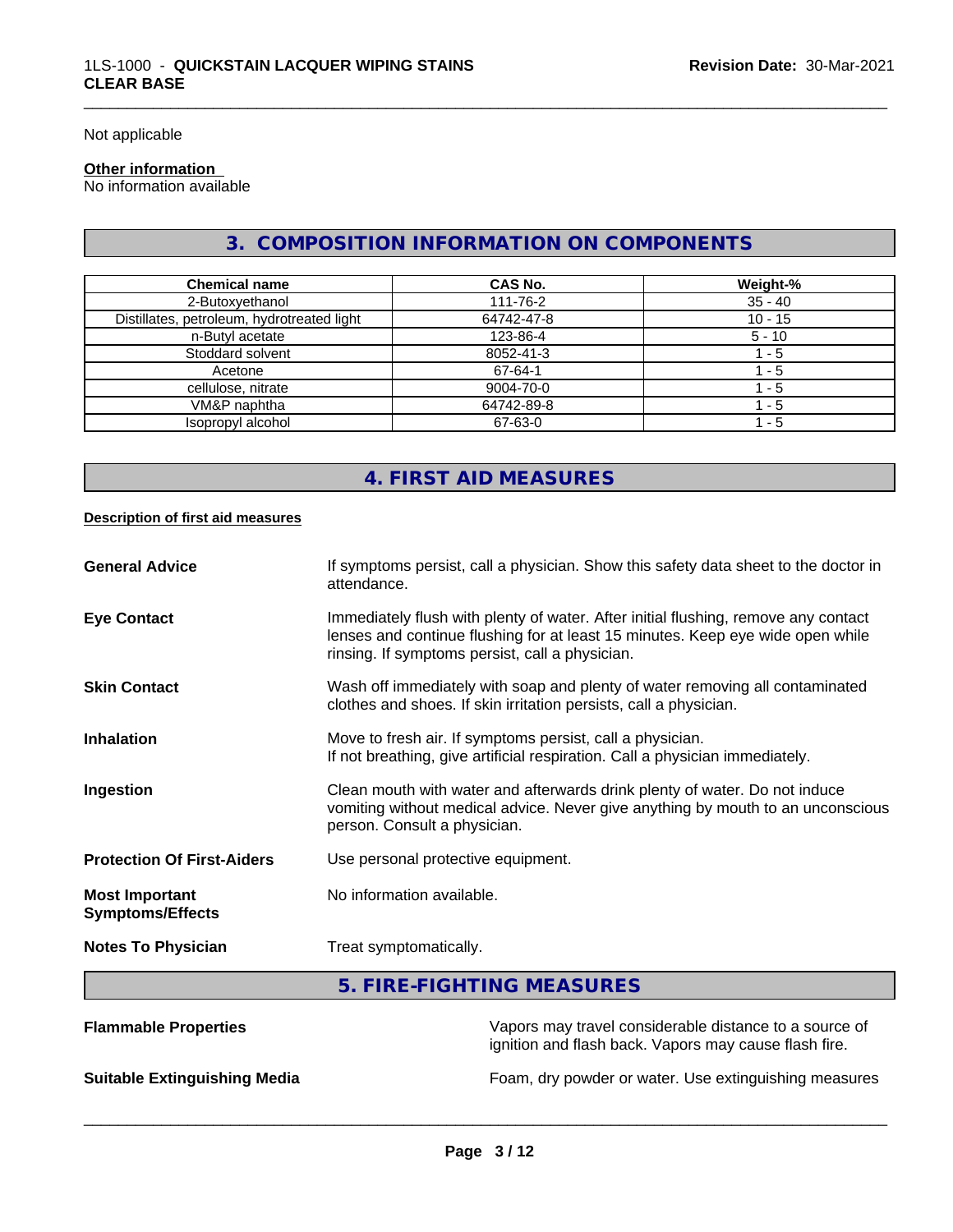Not applicable

**Other information**
No information available

## 3. COMPOSITION INFORMATION ON COMPONENTS

| Chemical name | CAS No. | Weight-% |
|---|---|---|
| 2-Butoxyethanol | 111-76-2 | 35 - 40 |
| Distillates, petroleum, hydrotreated light | 64742-47-8 | 10 - 15 |
| n-Butyl acetate | 123-86-4 | 5 - 10 |
| Stoddard solvent | 8052-41-3 | 1 - 5 |
| Acetone | 67-64-1 | 1 - 5 |
| cellulose, nitrate | 9004-70-0 | 1 - 5 |
| VM&P naphtha | 64742-89-8 | 1 - 5 |
| Isopropyl alcohol | 67-63-0 | 1 - 5 |

## 4. FIRST AID MEASURES

**Description of first aid measures**

**General Advice**
If symptoms persist, call a physician. Show this safety data sheet to the doctor in attendance.

**Eye Contact**
Immediately flush with plenty of water. After initial flushing, remove any contact lenses and continue flushing for at least 15 minutes. Keep eye wide open while rinsing. If symptoms persist, call a physician.

**Skin Contact**
Wash off immediately with soap and plenty of water removing all contaminated clothes and shoes. If skin irritation persists, call a physician.

**Inhalation**
Move to fresh air. If symptoms persist, call a physician.
If not breathing, give artificial respiration. Call a physician immediately.

**Ingestion**
Clean mouth with water and afterwards drink plenty of water. Do not induce vomiting without medical advice. Never give anything by mouth to an unconscious person. Consult a physician.

**Protection Of First-Aiders**
Use personal protective equipment.

**Most Important Symptoms/Effects**
No information available.

**Notes To Physician**
Treat symptomatically.

## 5. FIRE-FIGHTING MEASURES

**Flammable Properties**
Vapors may travel considerable distance to a source of ignition and flash back. Vapors may cause flash fire.

**Suitable Extinguishing Media**
Foam, dry powder or water. Use extinguishing measures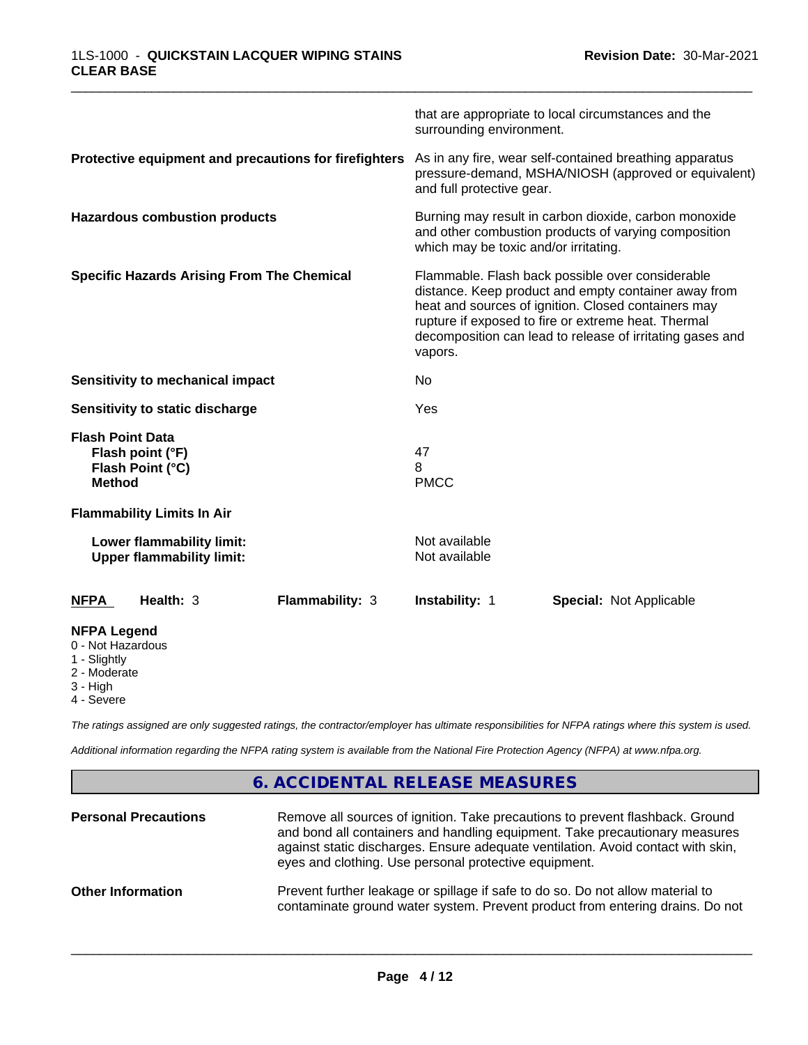| | |
|---|---|
| | that are appropriate to local circumstances and the surrounding environment. |
| **Protective equipment and precautions for firefighters** | As in any fire, wear self-contained breathing apparatus pressure-demand, MSHA/NIOSH (approved or equivalent) and full protective gear. |
| **Hazardous combustion products** | Burning may result in carbon dioxide, carbon monoxide and other combustion products of varying composition which may be toxic and/or irritating. |
| **Specific Hazards Arising From The Chemical** | Flammable. Flash back possible over considerable distance. Keep product and empty container away from heat and sources of ignition. Closed containers may rupture if exposed to fire or extreme heat. Thermal decomposition can lead to release of irritating gases and vapors. |
| **Sensitivity to mechanical impact** | No |
| **Sensitivity to static discharge** | Yes |

**Flash Point Data**

| | |
|---|---|
| **Flash point (°F)** | 47 |
| **Flash Point (°C)** | 8 |
| **Method** | PMCC |

**Flammability Limits In Air**

| | |
|---|---|
| **Lower flammability limit:** | Not available |
| **Upper flammability limit:** | Not available |

| **NFPA** | **Health:** 3 | **Flammability:** 3 | **Instability:** 1 | **Special:** Not Applicable |
|---|---|---|---|---|

**NFPA Legend**
- 0 - Not Hazardous
- 1 - Slightly
- 2 - Moderate
- 3 - High
- 4 - Severe

*The ratings assigned are only suggested ratings, the contractor/employer has ultimate responsibilities for NFPA ratings where this system is used.*

*Additional information regarding the NFPA rating system is available from the National Fire Protection Agency (NFPA) at www.nfpa.org.*

## 6. ACCIDENTAL RELEASE MEASURES

| | |
|---|---|
| **Personal Precautions** | Remove all sources of ignition. Take precautions to prevent flashback. Ground and bond all containers and handling equipment. Take precautionary measures against static discharges. Ensure adequate ventilation. Avoid contact with skin, eyes and clothing. Use personal protective equipment. |
| **Other Information** | Prevent further leakage or spillage if safe to do so. Do not allow material to contaminate ground water system. Prevent product from entering drains. Do not |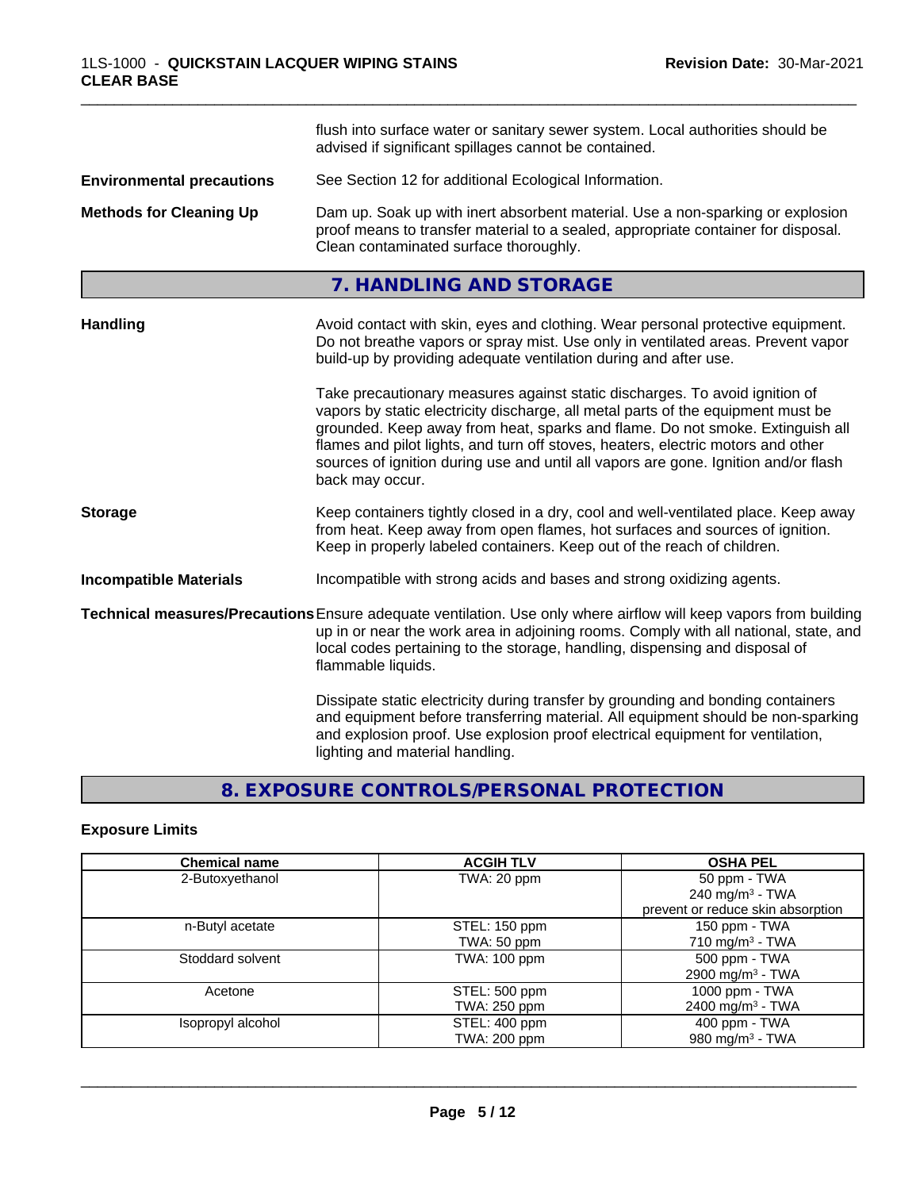| | |
|---|---|
| | flush into surface water or sanitary sewer system. Local authorities should be advised if significant spillages cannot be contained. |
| **Environmental precautions** | See Section 12 for additional Ecological Information. |
| **Methods for Cleaning Up** | Dam up. Soak up with inert absorbent material. Use a non-sparking or explosion proof means to transfer material to a sealed, appropriate container for disposal. Clean contaminated surface thoroughly. |

## 7. HANDLING AND STORAGE

**Handling**

Avoid contact with skin, eyes and clothing. Wear personal protective equipment. Do not breathe vapors or spray mist. Use only in ventilated areas. Prevent vapor build-up by providing adequate ventilation during and after use.

Take precautionary measures against static discharges. To avoid ignition of vapors by static electricity discharge, all metal parts of the equipment must be grounded. Keep away from heat, sparks and flame. Do not smoke. Extinguish all flames and pilot lights, and turn off stoves, heaters, electric motors and other sources of ignition during use and until all vapors are gone. Ignition and/or flash back may occur.

**Storage**

Keep containers tightly closed in a dry, cool and well-ventilated place. Keep away from heat. Keep away from open flames, hot surfaces and sources of ignition. Keep in properly labeled containers. Keep out of the reach of children.

**Incompatible Materials**

Incompatible with strong acids and bases and strong oxidizing agents.

**Technical measures/Precautions**

Ensure adequate ventilation. Use only where airflow will keep vapors from building up in or near the work area in adjoining rooms. Comply with all national, state, and local codes pertaining to the storage, handling, dispensing and disposal of flammable liquids.

Dissipate static electricity during transfer by grounding and bonding containers and equipment before transferring material. All equipment should be non-sparking and explosion proof. Use explosion proof electrical equipment for ventilation, lighting and material handling.

## 8. EXPOSURE CONTROLS/PERSONAL PROTECTION

### Exposure Limits

| Chemical name | ACGIH TLV | OSHA PEL |
|---|---|---|
| 2-Butoxyethanol | TWA: 20 ppm | 50 ppm - TWA<br>240 mg/m³ - TWA<br>prevent or reduce skin absorption |
| n-Butyl acetate | STEL: 150 ppm<br>TWA: 50 ppm | 150 ppm - TWA<br>710 mg/m³ - TWA |
| Stoddard solvent | TWA: 100 ppm | 500 ppm - TWA<br>2900 mg/m³ - TWA |
| Acetone | STEL: 500 ppm<br>TWA: 250 ppm | 1000 ppm - TWA<br>2400 mg/m³ - TWA |
| Isopropyl alcohol | STEL: 400 ppm<br>TWA: 200 ppm | 400 ppm - TWA<br>980 mg/m³ - TWA |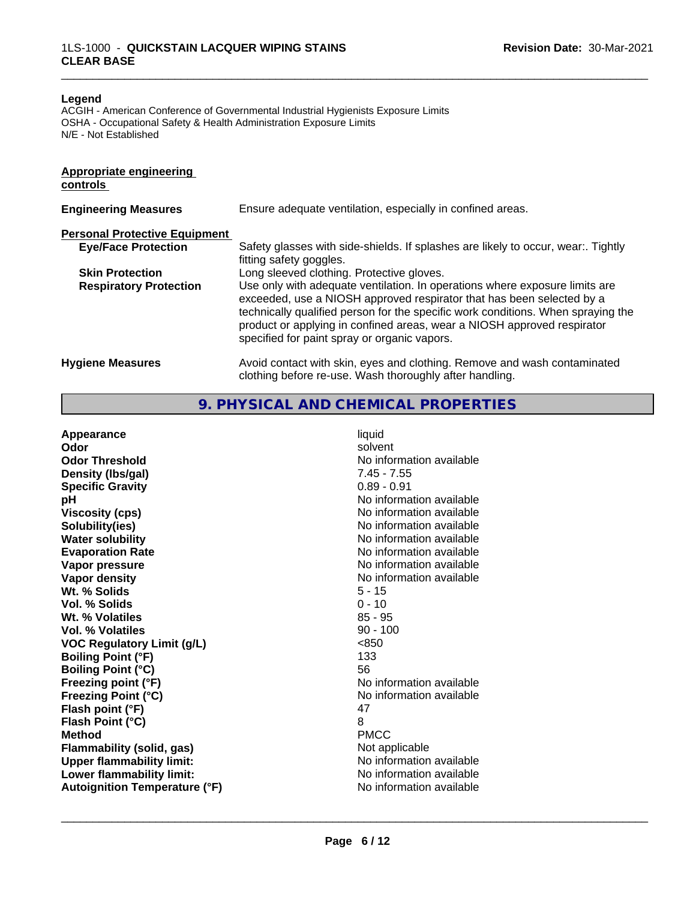**Legend**

ACGIH - American Conference of Governmental Industrial Hygienists Exposure Limits
OSHA - Occupational Safety & Health Administration Exposure Limits
N/E - Not Established

**Appropriate engineering controls**

| | |
|---|---|
| **Engineering Measures** | Ensure adequate ventilation, especially in confined areas. |

**Personal Protective Equipment**

| | |
|---|---|
| **Eye/Face Protection** | Safety glasses with side-shields. If splashes are likely to occur, wear:. Tightly fitting safety goggles. |
| **Skin Protection** | Long sleeved clothing. Protective gloves. |
| **Respiratory Protection** | Use only with adequate ventilation. In operations where exposure limits are exceeded, use a NIOSH approved respirator that has been selected by a technically qualified person for the specific work conditions. When spraying the product or applying in confined areas, wear a NIOSH approved respirator specified for paint spray or organic vapors. |
| **Hygiene Measures** | Avoid contact with skin, eyes and clothing. Remove and wash contaminated clothing before re-use. Wash thoroughly after handling. |

## 9. PHYSICAL AND CHEMICAL PROPERTIES

| | |
|---|---|
| **Appearance** | liquid |
| **Odor** | solvent |
| **Odor Threshold** | No information available |
| **Density (lbs/gal)** | 7.45 - 7.55 |
| **Specific Gravity** | 0.89 - 0.91 |
| **pH** | No information available |
| **Viscosity (cps)** | No information available |
| **Solubility(ies)** | No information available |
| **Water solubility** | No information available |
| **Evaporation Rate** | No information available |
| **Vapor pressure** | No information available |
| **Vapor density** | No information available |
| **Wt. % Solids** | 5 - 15 |
| **Vol. % Solids** | 0 - 10 |
| **Wt. % Volatiles** | 85 - 95 |
| **Vol. % Volatiles** | 90 - 100 |
| **VOC Regulatory Limit (g/L)** | <850 |
| **Boiling Point (°F)** | 133 |
| **Boiling Point (°C)** | 56 |
| **Freezing point (°F)** | No information available |
| **Freezing Point (°C)** | No information available |
| **Flash point (°F)** | 47 |
| **Flash Point (°C)** | 8 |
| **Method** | PMCC |
| **Flammability (solid, gas)** | Not applicable |
| **Upper flammability limit:** | No information available |
| **Lower flammability limit:** | No information available |
| **Autoignition Temperature (°F)** | No information available |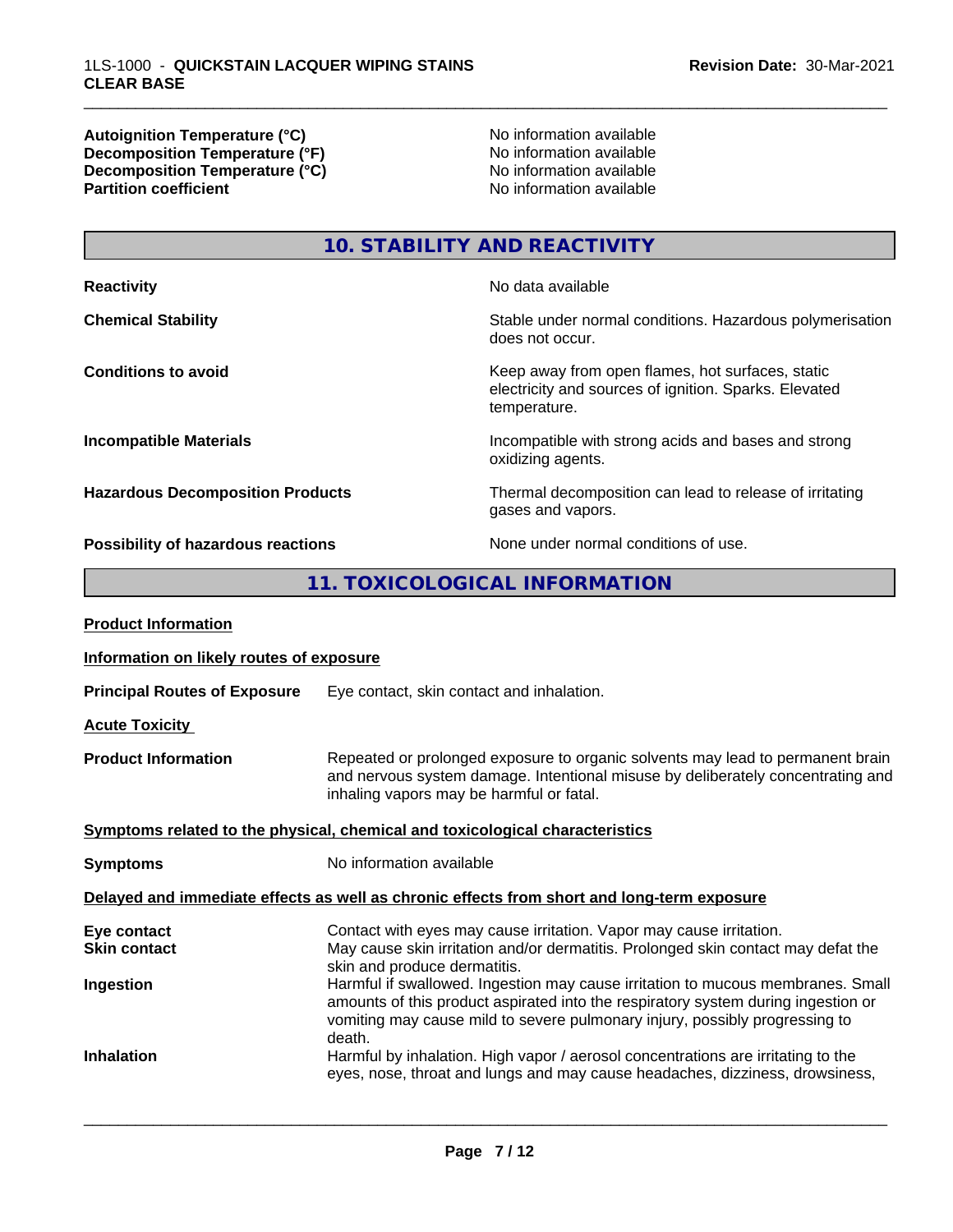| | |
|---|---|
| **Autoignition Temperature (°C)** | No information available |
| **Decomposition Temperature (°F)** | No information available |
| **Decomposition Temperature (°C)** | No information available |
| **Partition coefficient** | No information available |

## 10. STABILITY AND REACTIVITY

| | |
|---|---|
| **Reactivity** | No data available |
| **Chemical Stability** | Stable under normal conditions. Hazardous polymerisation does not occur. |
| **Conditions to avoid** | Keep away from open flames, hot surfaces, static electricity and sources of ignition. Sparks. Elevated temperature. |
| **Incompatible Materials** | Incompatible with strong acids and bases and strong oxidizing agents. |
| **Hazardous Decomposition Products** | Thermal decomposition can lead to release of irritating gases and vapors. |
| **Possibility of hazardous reactions** | None under normal conditions of use. |

## 11. TOXICOLOGICAL INFORMATION

**Product Information**

**Information on likely routes of exposure**

**Principal Routes of Exposure** Eye contact, skin contact and inhalation.

**Acute Toxicity**

**Product Information** Repeated or prolonged exposure to organic solvents may lead to permanent brain and nervous system damage. Intentional misuse by deliberately concentrating and inhaling vapors may be harmful or fatal.

**Symptoms related to the physical, chemical and toxicological characteristics**

**Symptoms** No information available

**Delayed and immediate effects as well as chronic effects from short and long-term exposure**

| | |
|---|---|
| **Eye contact** | Contact with eyes may cause irritation. Vapor may cause irritation. |
| **Skin contact** | May cause skin irritation and/or dermatitis. Prolonged skin contact may defat the skin and produce dermatitis. |
| **Ingestion** | Harmful if swallowed. Ingestion may cause irritation to mucous membranes. Small amounts of this product aspirated into the respiratory system during ingestion or vomiting may cause mild to severe pulmonary injury, possibly progressing to death. |
| **Inhalation** | Harmful by inhalation. High vapor / aerosol concentrations are irritating to the eyes, nose, throat and lungs and may cause headaches, dizziness, drowsiness, |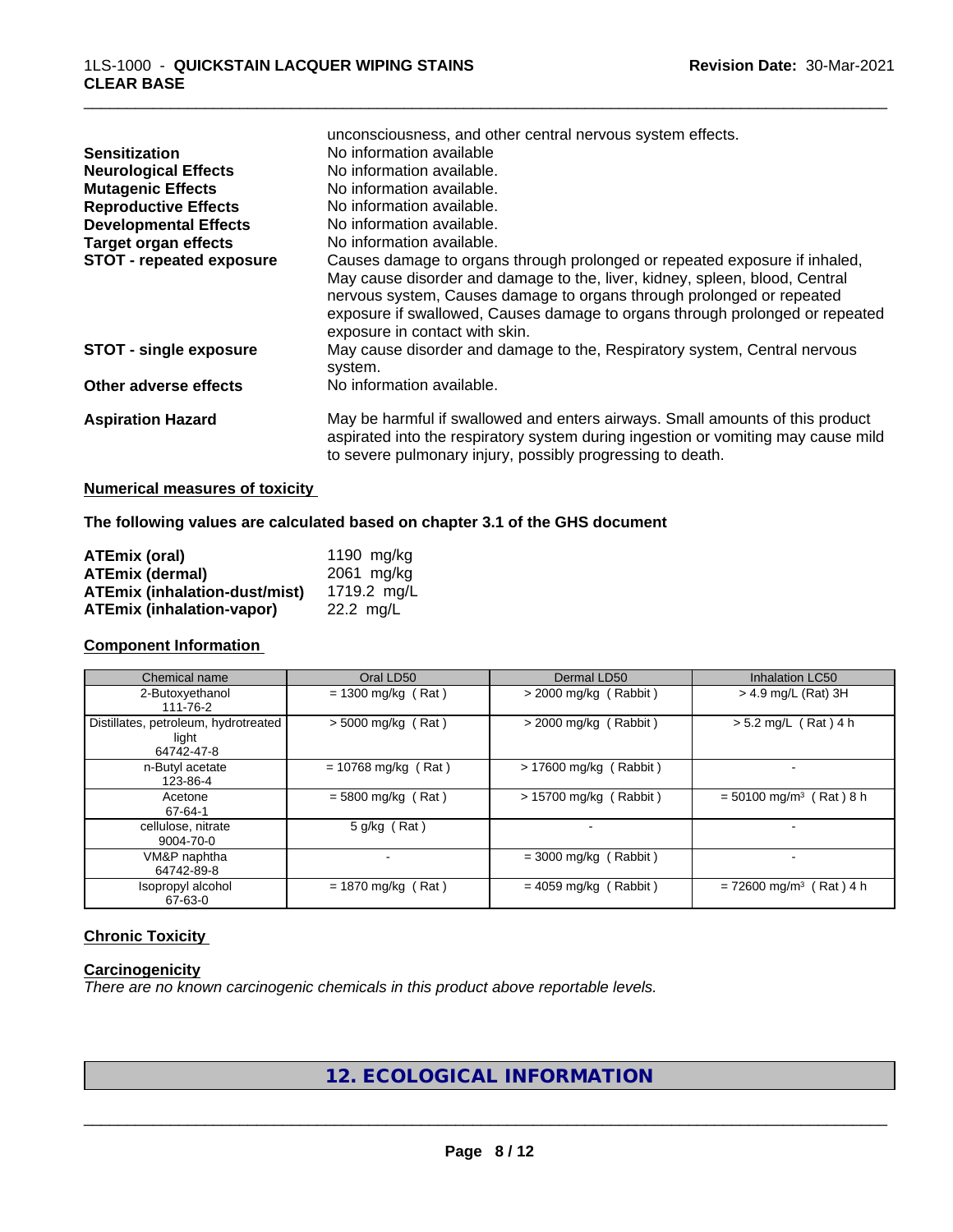unconsciousness, and other central nervous system effects.

**Sensitization** No information available

**Neurological Effects** No information available.

**Mutagenic Effects** No information available.

**Reproductive Effects** No information available.

**Developmental Effects** No information available.

**Target organ effects** No information available.

**STOT - repeated exposure** Causes damage to organs through prolonged or repeated exposure if inhaled, May cause disorder and damage to the, liver, kidney, spleen, blood, Central nervous system, Causes damage to organs through prolonged or repeated exposure if swallowed, Causes damage to organs through prolonged or repeated exposure in contact with skin.

**STOT - single exposure** May cause disorder and damage to the, Respiratory system, Central nervous system.

**Other adverse effects** No information available.

**Aspiration Hazard** May be harmful if swallowed and enters airways. Small amounts of this product aspirated into the respiratory system during ingestion or vomiting may cause mild to severe pulmonary injury, possibly progressing to death.

**Numerical measures of toxicity**

**The following values are calculated based on chapter 3.1 of the GHS document**

| | |
|---|---|
| **ATEmix (oral)** | 1190 mg/kg |
| **ATEmix (dermal)** | 2061 mg/kg |
| **ATEmix (inhalation-dust/mist)** | 1719.2 mg/L |
| **ATEmix (inhalation-vapor)** | 22.2 mg/L |

**Component Information**

| Chemical name | Oral LD50 | Dermal LD50 | Inhalation LC50 |
|---|---|---|---|
| 2-Butoxyethanol<br>111-76-2 | = 1300 mg/kg ( Rat ) | > 2000 mg/kg ( Rabbit ) | > 4.9 mg/L (Rat) 3H |
| Distillates, petroleum, hydrotreated light<br>64742-47-8 | > 5000 mg/kg ( Rat ) | > 2000 mg/kg ( Rabbit ) | > 5.2 mg/L ( Rat ) 4 h |
| n-Butyl acetate<br>123-86-4 | = 10768 mg/kg ( Rat ) | > 17600 mg/kg ( Rabbit ) | - |
| Acetone<br>67-64-1 | = 5800 mg/kg ( Rat ) | > 15700 mg/kg ( Rabbit ) | = 50100 mg/m³ ( Rat ) 8 h |
| cellulose, nitrate<br>9004-70-0 | 5 g/kg ( Rat ) | - | - |
| VM&P naphtha<br>64742-89-8 | - | = 3000 mg/kg ( Rabbit ) | - |
| Isopropyl alcohol<br>67-63-0 | = 1870 mg/kg ( Rat ) | = 4059 mg/kg ( Rabbit ) | = 72600 mg/m³ ( Rat ) 4 h |

**Chronic Toxicity**

**Carcinogenicity**

*There are no known carcinogenic chemicals in this product above reportable levels.*

## 12. ECOLOGICAL INFORMATION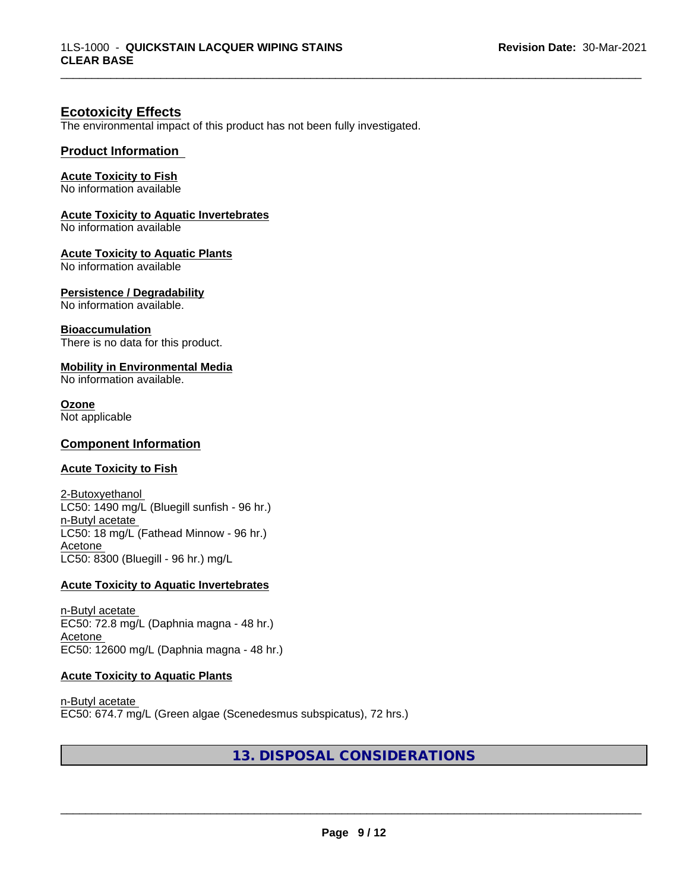## Ecotoxicity Effects

The environmental impact of this product has not been fully investigated.

### Product Information

**Acute Toxicity to Fish**
No information available

**Acute Toxicity to Aquatic Invertebrates**
No information available

**Acute Toxicity to Aquatic Plants**
No information available

**Persistence / Degradability**
No information available.

**Bioaccumulation**
There is no data for this product.

**Mobility in Environmental Media**
No information available.

**Ozone**
Not applicable

### Component Information

**Acute Toxicity to Fish**

2-Butoxyethanol
LC50: 1490 mg/L (Bluegill sunfish - 96 hr.)
n-Butyl acetate
LC50: 18 mg/L (Fathead Minnow - 96 hr.)
Acetone
LC50: 8300 (Bluegill - 96 hr.) mg/L

**Acute Toxicity to Aquatic Invertebrates**

n-Butyl acetate
EC50: 72.8 mg/L (Daphnia magna - 48 hr.)
Acetone
EC50: 12600 mg/L (Daphnia magna - 48 hr.)

**Acute Toxicity to Aquatic Plants**

n-Butyl acetate
EC50: 674.7 mg/L (Green algae (Scenedesmus subspicatus), 72 hrs.)

## 13. DISPOSAL CONSIDERATIONS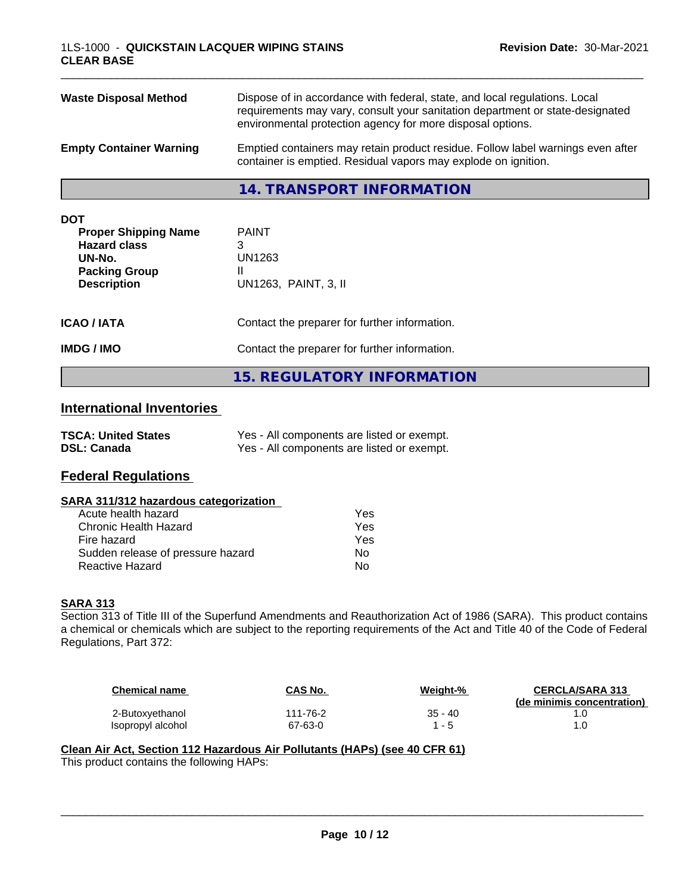| | |
|---|---|
| **Waste Disposal Method** | Dispose of in accordance with federal, state, and local regulations. Local requirements may vary, consult your sanitation department or state-designated environmental protection agency for more disposal options. |
| **Empty Container Warning** | Emptied containers may retain product residue. Follow label warnings even after container is emptied. Residual vapors may explode on ignition. |

## 14. TRANSPORT INFORMATION

**DOT**

| | |
|---|---|
| **Proper Shipping Name** | PAINT |
| **Hazard class** | 3 |
| **UN-No.** | UN1263 |
| **Packing Group** | II |
| **Description** | UN1263, PAINT, 3, II |

| | |
|---|---|
| **ICAO / IATA** | Contact the preparer for further information. |
| **IMDG / IMO** | Contact the preparer for further information. |

## 15. REGULATORY INFORMATION

### International Inventories

| | |
|---|---|
| **TSCA: United States** | Yes - All components are listed or exempt. |
| **DSL: Canada** | Yes - All components are listed or exempt. |

### Federal Regulations

**SARA 311/312 hazardous categorization**

| | |
|---|---|
| Acute health hazard | Yes |
| Chronic Health Hazard | Yes |
| Fire hazard | Yes |
| Sudden release of pressure hazard | No |
| Reactive Hazard | No |

**SARA 313**

Section 313 of Title III of the Superfund Amendments and Reauthorization Act of 1986 (SARA). This product contains a chemical or chemicals which are subject to the reporting requirements of the Act and Title 40 of the Code of Federal Regulations, Part 372:

| Chemical name | CAS No. | Weight-% | CERCLA/SARA 313 (de minimis concentration) |
|---|---|---|---|
| 2-Butoxyethanol | 111-76-2 | 35 - 40 | 1.0 |
| Isopropyl alcohol | 67-63-0 | 1 - 5 | 1.0 |

**Clean Air Act, Section 112 Hazardous Air Pollutants (HAPs) (see 40 CFR 61)**

This product contains the following HAPs: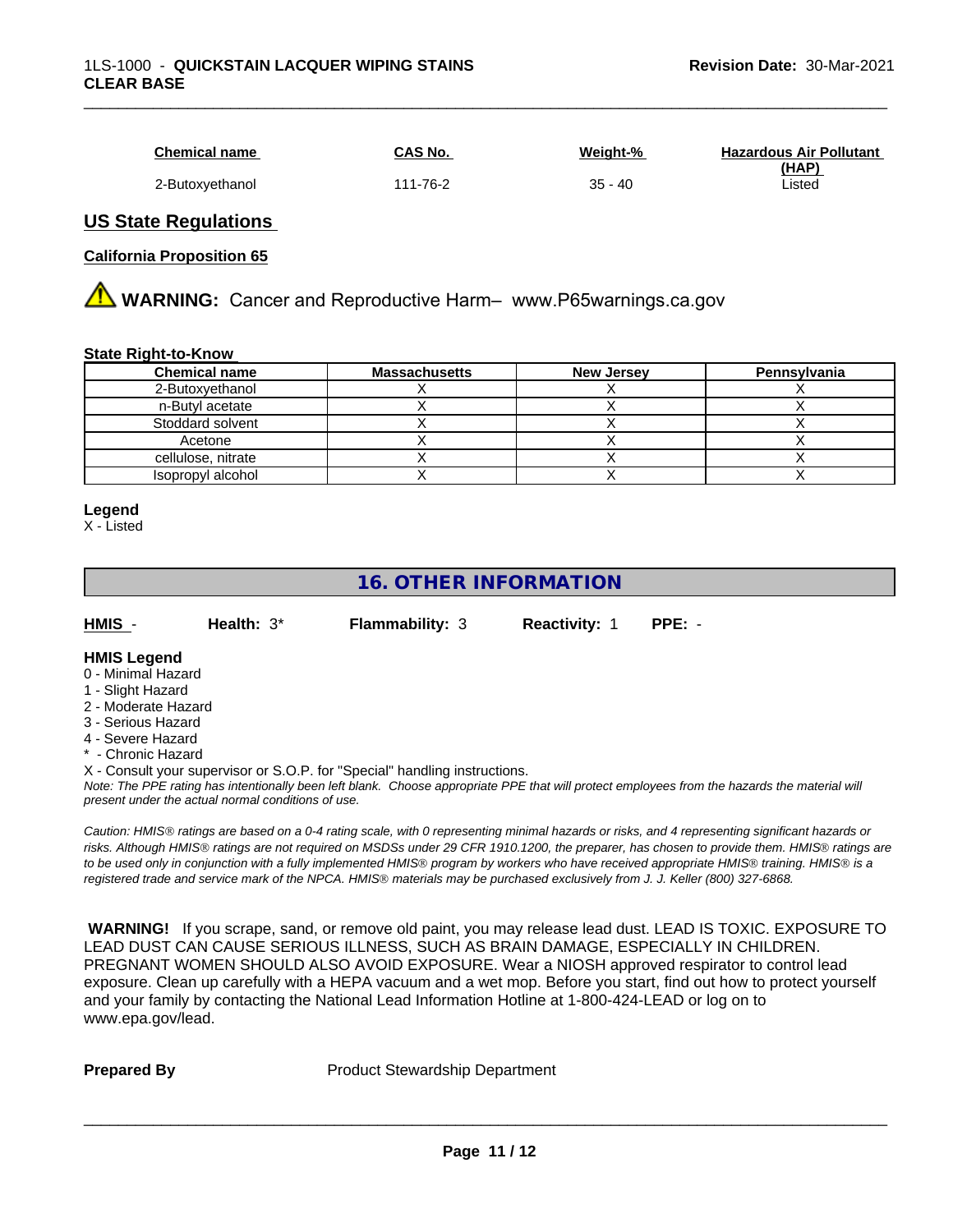| Chemical name | CAS No. | Weight-% | Hazardous Air Pollutant (HAP) |
|---|---|---|---|
| 2-Butoxyethanol | 111-76-2 | 35 - 40 | Listed |

## US State Regulations

**California Proposition 65**

⚠ **WARNING:** Cancer and Reproductive Harm– www.P65warnings.ca.gov

**State Right-to-Know**

| Chemical name | Massachusetts | New Jersey | Pennsylvania |
|---|---|---|---|
| 2-Butoxyethanol | X | X | X |
| n-Butyl acetate | X | X | X |
| Stoddard solvent | X | X | X |
| Acetone | X | X | X |
| cellulose, nitrate | X | X | X |
| Isopropyl alcohol | X | X | X |

**Legend**
X - Listed

## 16. OTHER INFORMATION

**HMIS** - **Health:** 3* **Flammability:** 3 **Reactivity:** 1 **PPE:** -

**HMIS Legend**
0 - Minimal Hazard
1 - Slight Hazard
2 - Moderate Hazard
3 - Serious Hazard
4 - Severe Hazard
* - Chronic Hazard
X - Consult your supervisor or S.O.P. for "Special" handling instructions.
*Note: The PPE rating has intentionally been left blank. Choose appropriate PPE that will protect employees from the hazards the material will present under the actual normal conditions of use.*

*Caution: HMIS® ratings are based on a 0-4 rating scale, with 0 representing minimal hazards or risks, and 4 representing significant hazards or risks. Although HMIS® ratings are not required on MSDSs under 29 CFR 1910.1200, the preparer, has chosen to provide them. HMIS® ratings are to be used only in conjunction with a fully implemented HMIS® program by workers who have received appropriate HMIS® training. HMIS® is a registered trade and service mark of the NPCA. HMIS® materials may be purchased exclusively from J. J. Keller (800) 327-6868.*

**WARNING!** If you scrape, sand, or remove old paint, you may release lead dust. LEAD IS TOXIC. EXPOSURE TO LEAD DUST CAN CAUSE SERIOUS ILLNESS, SUCH AS BRAIN DAMAGE, ESPECIALLY IN CHILDREN. PREGNANT WOMEN SHOULD ALSO AVOID EXPOSURE. Wear a NIOSH approved respirator to control lead exposure. Clean up carefully with a HEPA vacuum and a wet mop. Before you start, find out how to protect yourself and your family by contacting the National Lead Information Hotline at 1-800-424-LEAD or log on to www.epa.gov/lead.

**Prepared By** Product Stewardship Department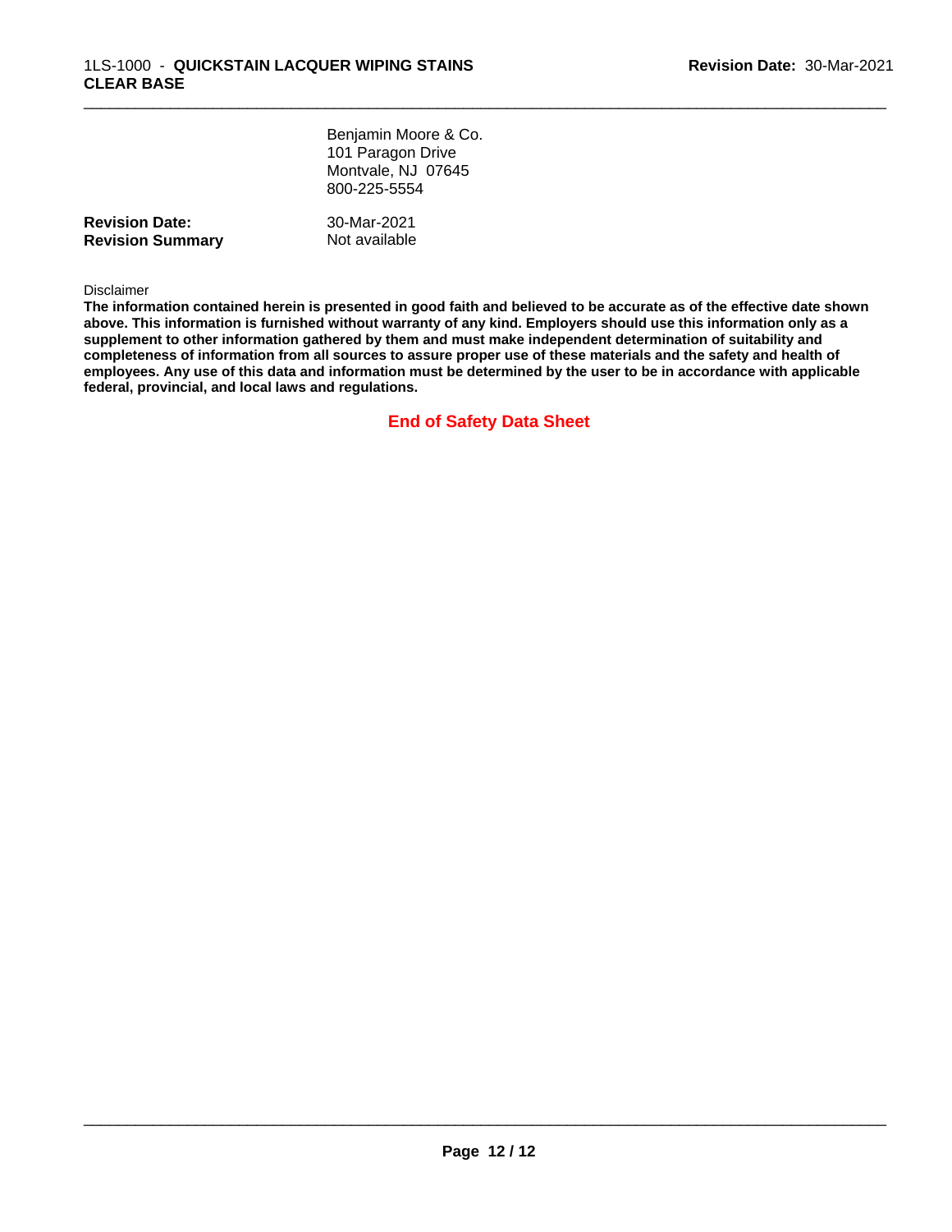Benjamin Moore & Co.
101 Paragon Drive
Montvale, NJ 07645
800-225-5554

| | |
|---|---|
| **Revision Date:** | 30-Mar-2021 |
| **Revision Summary** | Not available |

Disclaimer

**The information contained herein is presented in good faith and believed to be accurate as of the effective date shown above. This information is furnished without warranty of any kind. Employers should use this information only as a supplement to other information gathered by them and must make independent determination of suitability and completeness of information from all sources to assure proper use of these materials and the safety and health of employees. Any use of this data and information must be determined by the user to be in accordance with applicable federal, provincial, and local laws and regulations.**

**End of Safety Data Sheet**